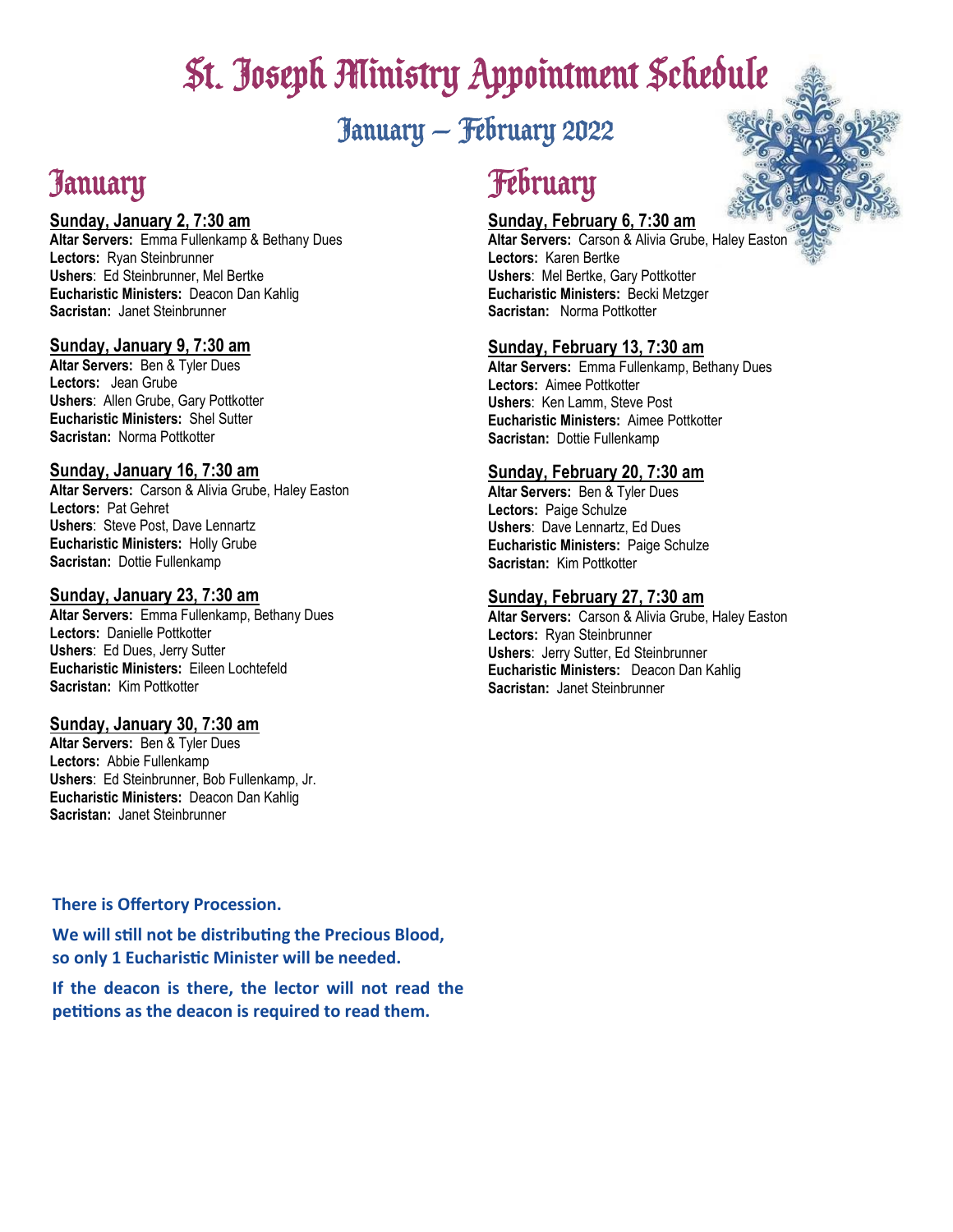# St. Joseph Ministry Appointment Schedule

## January – February 2022

## January

**Sunday, January 2, 7:30 am**
**Altar Servers:** Emma Fullenkamp & Bethany Dues
**Lectors:** Ryan Steinbrunner
**Ushers**: Ed Steinbrunner, Mel Bertke
**Eucharistic Ministers:** Deacon Dan Kahlig
**Sacristan:** Janet Steinbrunner

**Sunday, January 9, 7:30 am**
**Altar Servers:** Ben & Tyler Dues
**Lectors:** Jean Grube
**Ushers**: Allen Grube, Gary Pottkotter
**Eucharistic Ministers:** Shel Sutter
**Sacristan:** Norma Pottkotter

**Sunday, January 16, 7:30 am**
**Altar Servers:** Carson & Alivia Grube, Haley Easton
**Lectors:** Pat Gehret
**Ushers**: Steve Post, Dave Lennartz
**Eucharistic Ministers:** Holly Grube
**Sacristan:** Dottie Fullenkamp

**Sunday, January 23, 7:30 am**
**Altar Servers:** Emma Fullenkamp, Bethany Dues
**Lectors:** Danielle Pottkotter
**Ushers**: Ed Dues, Jerry Sutter
**Eucharistic Ministers:** Eileen Lochtefeld
**Sacristan:** Kim Pottkotter

**Sunday, January 30, 7:30 am**
**Altar Servers:** Ben & Tyler Dues
**Lectors:** Abbie Fullenkamp
**Ushers**: Ed Steinbrunner, Bob Fullenkamp, Jr.
**Eucharistic Ministers:** Deacon Dan Kahlig
**Sacristan:** Janet Steinbrunner

## February

**Sunday, February 6, 7:30 am**
**Altar Servers:** Carson & Alivia Grube, Haley Easton
**Lectors:** Karen Bertke
**Ushers**: Mel Bertke, Gary Pottkotter
**Eucharistic Ministers:** Becki Metzger
**Sacristan:** Norma Pottkotter

**Sunday, February 13, 7:30 am**
**Altar Servers:** Emma Fullenkamp, Bethany Dues
**Lectors:** Aimee Pottkotter
**Ushers**: Ken Lamm, Steve Post
**Eucharistic Ministers:** Aimee Pottkotter
**Sacristan:** Dottie Fullenkamp

**Sunday, February 20, 7:30 am**
**Altar Servers:** Ben & Tyler Dues
**Lectors:** Paige Schulze
**Ushers**: Dave Lennartz, Ed Dues
**Eucharistic Ministers:** Paige Schulze
**Sacristan:** Kim Pottkotter

**Sunday, February 27, 7:30 am**
**Altar Servers:** Carson & Alivia Grube, Haley Easton
**Lectors:** Ryan Steinbrunner
**Ushers**: Jerry Sutter, Ed Steinbrunner
**Eucharistic Ministers:** Deacon Dan Kahlig
**Sacristan:** Janet Steinbrunner

**There is Offertory Procession.**

**We will still not be distributing the Precious Blood, so only 1 Eucharistic Minister will be needed.**

**If the deacon is there, the lector will not read the petitions as the deacon is required to read them.**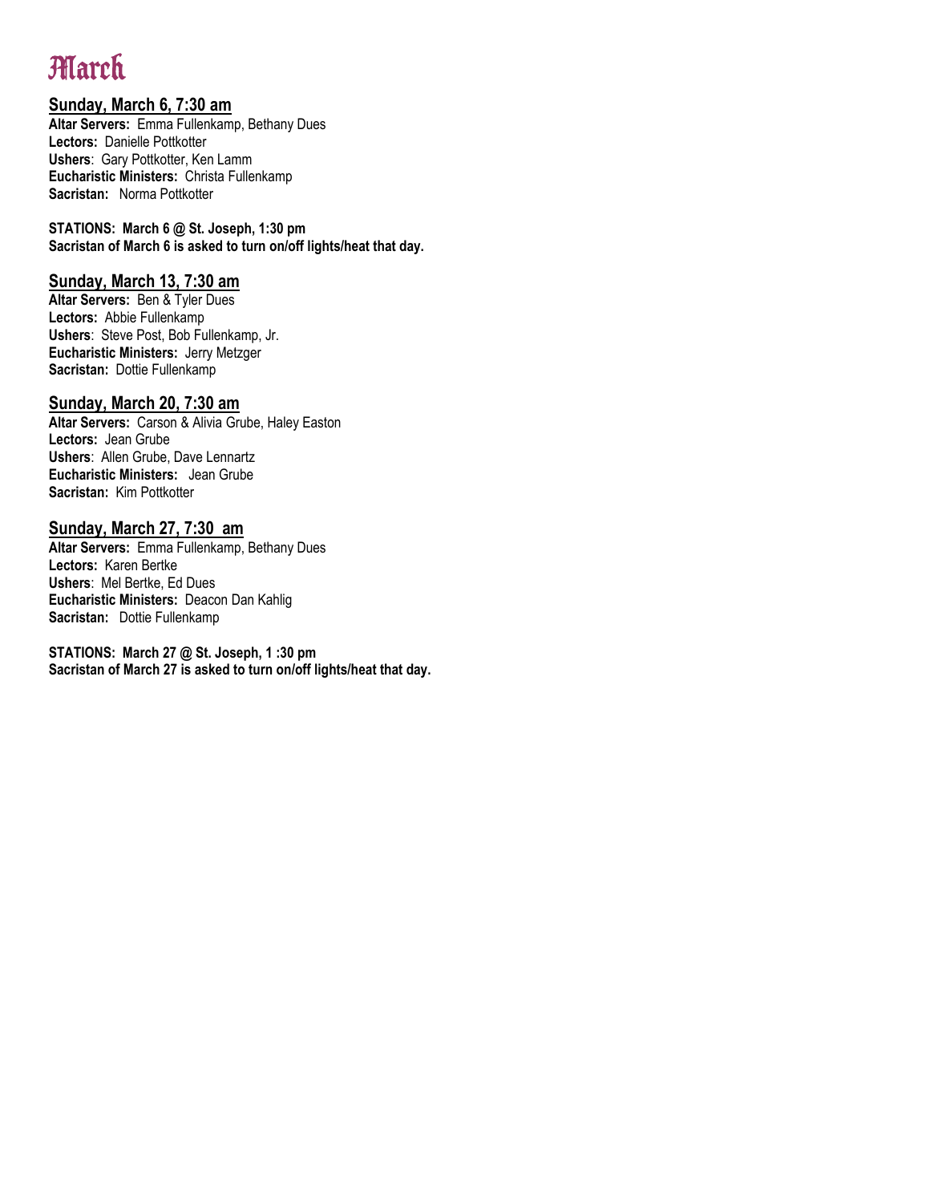# March

## Sunday, March 6, 7:30 am

**Altar Servers:** Emma Fullenkamp, Bethany Dues
**Lectors:** Danielle Pottkotter
**Ushers**: Gary Pottkotter, Ken Lamm
**Eucharistic Ministers:** Christa Fullenkamp
**Sacristan:** Norma Pottkotter

**STATIONS: March 6 @ St. Joseph, 1:30 pm**
**Sacristan of March 6 is asked to turn on/off lights/heat that day.**

## Sunday, March 13, 7:30 am

**Altar Servers:** Ben & Tyler Dues
**Lectors:** Abbie Fullenkamp
**Ushers**: Steve Post, Bob Fullenkamp, Jr.
**Eucharistic Ministers:** Jerry Metzger
**Sacristan:** Dottie Fullenkamp

## Sunday, March 20, 7:30 am

**Altar Servers:** Carson & Alivia Grube, Haley Easton
**Lectors:** Jean Grube
**Ushers**: Allen Grube, Dave Lennartz
**Eucharistic Ministers:** Jean Grube
**Sacristan:** Kim Pottkotter

## Sunday, March 27, 7:30 am

**Altar Servers:** Emma Fullenkamp, Bethany Dues
**Lectors:** Karen Bertke
**Ushers**: Mel Bertke, Ed Dues
**Eucharistic Ministers:** Deacon Dan Kahlig
**Sacristan:** Dottie Fullenkamp

**STATIONS: March 27 @ St. Joseph, 1 :30 pm**
**Sacristan of March 27 is asked to turn on/off lights/heat that day.**